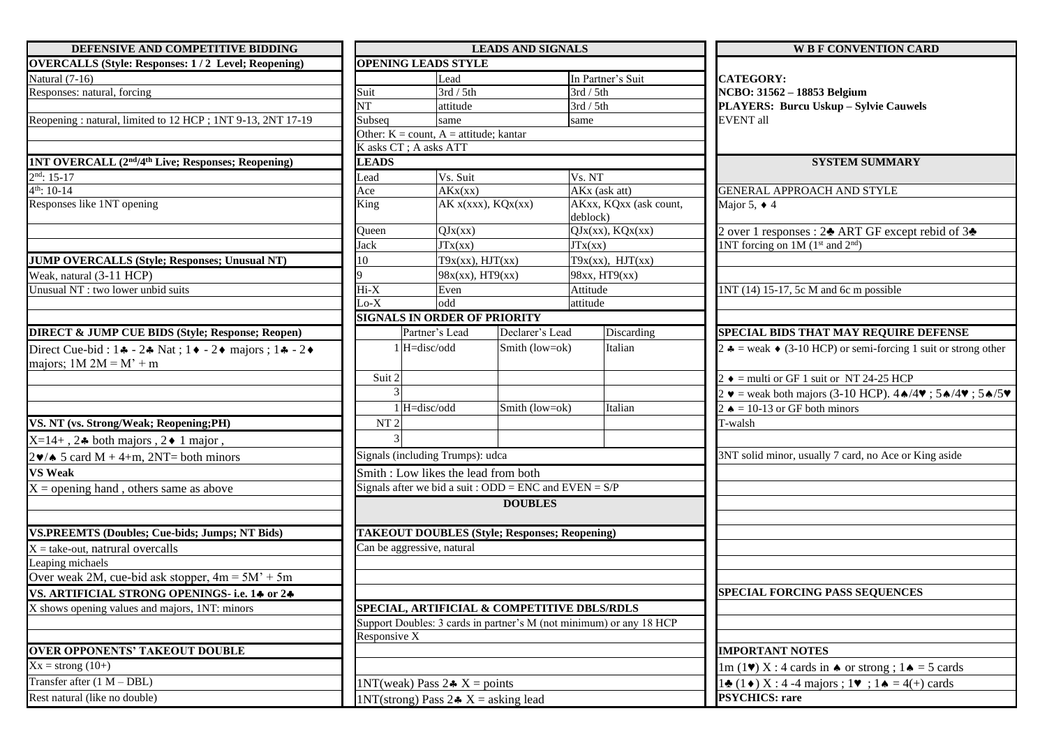## DEFENSIVE AND COMPETITIVE BIDDING

**OVERCALLS (Style: Responses: 1 / 2 Level; Reopening)**

Natural (7-16)

Responses: natural, forcing

Reopening : natural, limited to 12 HCP ; 1NT 9-13, 2NT 17-19

**1NT OVERCALL (2nd/4th Live; Responses; Reopening)**

2nd: 15-17

4th: 10-14

Responses like 1NT opening

**JUMP OVERCALLS (Style; Responses; Unusual NT)**

Weak, natural (3-11 HCP)

Unusual NT : two lower unbid suits

**DIRECT & JUMP CUE BIDS (Style; Response; Reopen)**

Direct Cue-bid : 1♣ - 2♣ Nat ; 1♦ - 2♦ majors ; 1♣ - 2♦ majors; 1M 2M = M' + m

**VS. NT (vs. Strong/Weak; Reopening;PH)**

X=14+ , 2♣ both majors , 2♦ 1 major ,

2♥/♠ 5 card M + 4+m, 2NT= both minors

**VS Weak**

X = opening hand , others same as above

**VS.PREEMTS (Doubles; Cue-bids; Jumps; NT Bids)**

X = take-out, natrural overcalls

Leaping michaels

Over weak 2M, cue-bid ask stopper, 4m = 5M' + 5m

**VS. ARTIFICIAL STRONG OPENINGS- i.e. 1♣ or 2♣**

X shows opening values and majors, 1NT: minors

**OVER OPPONENTS' TAKEOUT DOUBLE**

Xx = strong (10+)

Transfer after (1 M – DBL)

Rest natural (like no double)

## LEADS AND SIGNALS

**OPENING LEADS STYLE**

| | Lead | In Partner's Suit |
|---|---|---|
| Suit | 3rd / 5th | 3rd / 5th |
| NT | attitude | 3rd / 5th |
| Subseq | same | same |

Other: K = count, A = attitude; kantar

K asks CT ; A asks ATT

**LEADS**

| Lead | Vs. Suit | Vs. NT |
|---|---|---|
| Ace | AKx(xx) | AKx (ask att) |
| King | AK x(xxx), KQx(xx) | AKxx, KQxx (ask count, deblock) |
| Queen | QJx(xx) | QJx(xx), KQx(xx) |
| Jack | JTx(xx) | JTx(xx) |
| 10 | T9x(xx), HJT(xx) | T9x(xx), HJT(xx) |
| 9 | 98x(xx), HT9(xx) | 98xx, HT9(xx) |
| Hi-X | Even | Attitude |
| Lo-X | odd | attitude |

**SIGNALS IN ORDER OF PRIORITY**

| | | Partner's Lead | Declarer's Lead | Discarding |
|---|---|---|---|---|
| Suit | 1 | H=disc/odd | Smith (low=ok) | Italian |
| | 2 | | | |
| | 3 | | | |
| NT | 1 | H=disc/odd | Smith (low=ok) | Italian |
| | 2 | | | |
| | 3 | | | |

Signals (including Trumps): udca

Smith : Low likes the lead from both

Signals after we bid a suit : ODD = ENC and EVEN = S/P

## DOUBLES

**TAKEOUT DOUBLES (Style; Responses; Reopening)**

Can be aggressive, natural

**SPECIAL, ARTIFICIAL & COMPETITIVE DBLS/RDLS**

Support Doubles: 3 cards in partner's M (not minimum) or any 18 HCP

Responsive X

1NT(weak) Pass 2♣ X = points

1NT(strong) Pass 2♣ X = asking lead

## W B F CONVENTION CARD

**CATEGORY:**

**NCBO: 31562 – 18853 Belgium**

**PLAYERS: Burcu Uskup – Sylvie Cauwels**

EVENT all

## SYSTEM SUMMARY

GENERAL APPROACH AND STYLE

Major 5, ♦ 4

2 over 1 responses : 2♣ ART GF except rebid of 3♣

1NT forcing on 1M (1st and 2nd)

1NT (14) 15-17, 5c M and 6c m possible

**SPECIAL BIDS THAT MAY REQUIRE DEFENSE**

2 ♣ = weak ♦ (3-10 HCP) or semi-forcing 1 suit or strong other

2 ♦ = multi or GF 1 suit or NT 24-25 HCP

2 ♥ = weak both majors (3-10 HCP). 4♠/4♥ ; 5♠/4♥ ; 5♠/5♥

2 ♠ = 10-13 or GF both minors

T-walsh

3NT solid minor, usually 7 card, no Ace or King aside

**SPECIAL FORCING PASS SEQUENCES**

**IMPORTANT NOTES**

1m (1♥) X : 4 cards in ♠ or strong ; 1♠ = 5 cards

1♣ (1♦) X : 4 -4 majors ; 1♥ ; 1♠ = 4(+) cards

**PSYCHICS: rare**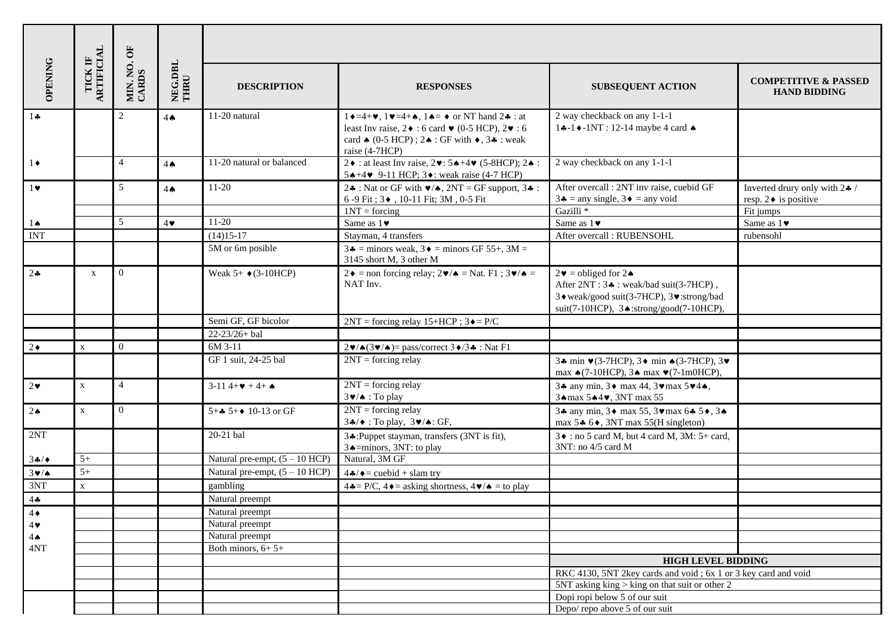| OPENING | TICK IF ARTIFICIAL | MIN. NO. OF CARDS | NEG.DBL THRU | DESCRIPTION | RESPONSES | SUBSEQUENT ACTION | COMPETITIVE & PASSED HAND BIDDING |
|---|---|---|---|---|---|---|---|
| 1♣ | | 2 | 4♠ | 11-20 natural | 1♦=4+♥, 1♥=4+♠, 1♠= ♦ or NT hand 2♣ : at least Inv raise, 2♦ : 6 card ♥ (0-5 HCP), 2♥ : 6 card ♠ (0-5 HCP) ; 2♠ : GF with ♦, 3♣ : weak raise (4-7HCP) | 2 way checkback on any 1-1-1<br>1♣-1♦-1NT : 12-14 maybe 4 card ♠ | |
| 1♦ | | 4 | 4♠ | 11-20 natural or balanced | 2♦ : at least Inv raise, 2♥: 5♠+4♥ (5-8HCP); 2♠ : 5♠+4♥ 9-11 HCP; 3♦: weak raise (4-7 HCP) | 2 way checkback on any 1-1-1 | |
| 1♥ | | 5 | 4♠ | 11-20 | 2♣ : Nat or GF with ♥/♠, 2NT = GF support, 3♣ : 6 -9 Fit ; 3♦ , 10-11 Fit; 3M , 0-5 Fit | After overcall : 2NT inv raise, cuebid GF<br>3♣ = any single, 3♦ = any void | Inverted drury only with 2♣ / resp. 2♦ is positive |
| | | | | | 1NT = forcing | Gazilli * | Fit jumps |
| 1♠ | | 5 | 4♥ | 11-20 | Same as 1♥ | Same as 1♥ | Same as 1♥ |
| INT | | | | (14)15-17 | Stayman, 4 transfers | After overcall : RUBENSOHL | rubensohl |
| | | | | 5M or 6m posible | 3♣ = minors weak, 3♦ = minors GF 55+, 3M = 3145 short M, 3 other M | | |
| 2♣ | x | 0 | | Weak 5+ ♦(3-10HCP) | 2♦ = non forcing relay; 2♥/♠ = Nat. F1 ; 3♥/♠ = NAT Inv. | 2♥ = obliged for 2♠<br>After 2NT : 3♣ : weak/bad suit(3-7HCP) , 3♦weak/good suit(3-7HCP), 3♥:strong/bad suit(7-10HCP), 3♠:strong/good(7-10HCP), | |
| | | | | Semi GF, GF bicolor | 2NT = forcing relay 15+HCP ; 3♦= P/C | | |
| | | | | 22-23/26+ bal | | | |
| 2♦ | x | 0 | | 6M 3-11 | 2♥/♠(3♥/♠)= pass/correct 3♦/3♣ : Nat F1 | | |
| | | | | GF 1 suit, 24-25 bal | 2NT = forcing relay | 3♣ min ♥(3-7HCP), 3♦ min ♠(3-7HCP), 3♥ max ♠(7-10HCP), 3♠ max ♥(7-1m0HCP), | |
| 2♥ | x | 4 | | 3-11 4+♥ + 4+ ♠ | 2NT = forcing relay<br>3♥/♠ : To play | 3♣ any min, 3♦ max 44, 3♥max 5♥4♠, 3♠max 5♠4♥, 3NT max 55 | |
| 2♠ | x | 0 | | 5+♣ 5+♦ 10-13 or GF | 2NT = forcing relay<br>3♣/♦ : To play, 3♥/♠: GF, | 3♣ any min, 3♦ max 55, 3♥max 6♣ 5♦, 3♠ max 5♣ 6♦, 3NT max 55(H singleton) | |
| 2NT | | | | 20-21 bal | 3♣:Puppet stayman, transfers (3NT is fit), 3♠=minors, 3NT: to play | 3♦ : no 5 card M, but 4 card M, 3M: 5+ card, 3NT: no 4/5 card M | |
| 3♣/♦ | 5+ | | | Natural pre-empt, (5 – 10 HCP) | Natural, 3M GF | | |
| 3♥/♠ | 5+ | | | Natural pre-empt, (5 – 10 HCP) | 4♣/♦= cuebid + slam try | | |
| 3NT | x | | | gambling | 4♣= P/C, 4♦= asking shortness, 4♥/♠ = to play | | |
| 4♣ | | | | Natural preempt | | | |
| 4♦ | | | | Natural preempt | | | |
| 4♥ | | | | Natural preempt | | | |
| 4♠ | | | | Natural preempt | | | |
| 4NT | | | | Both minors, 6+ 5+ | | | |
| | | | | | | **HIGH LEVEL BIDDING** | |
| | | | | | | RKC 4130, 5NT 2key cards and void ; 6x 1 or 3 key card and void | |
| | | | | | | 5NT asking king > king on that suit or other 2 | |
| | | | | | | Dopi ropi below 5 of our suit | |
| | | | | | | Depo/ repo above 5 of our suit | |